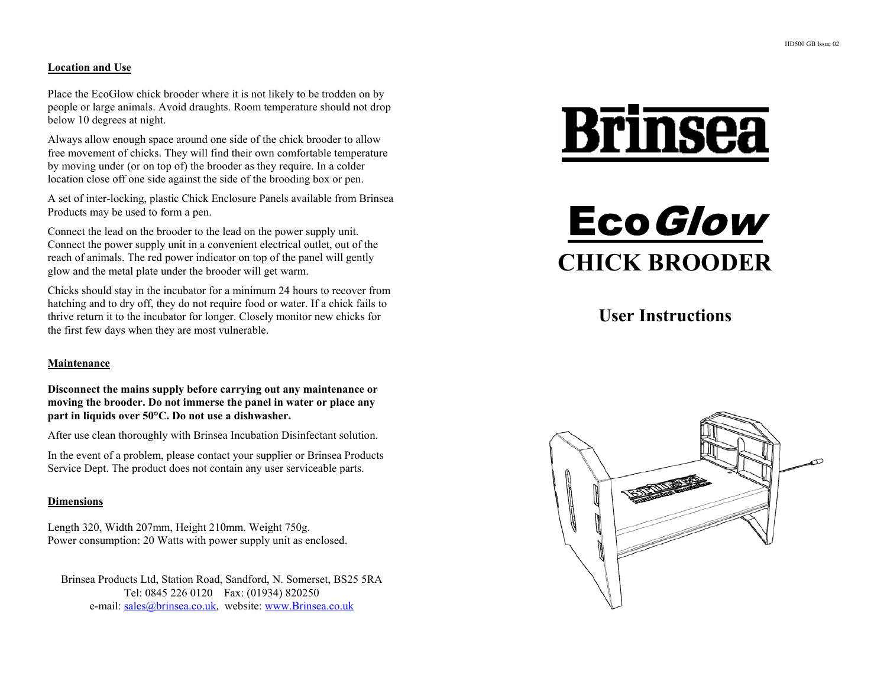## Location and Use

Place the EcoGlow chick brooder where it is not likely to be trodden on by people or large animals. Avoid draughts. Room temperature should not drop below 10 degrees at night.

Always allow enough space around one side of the chick brooder to allow free movement of chicks. They will find their own comfortable temperature by moving under (or on top of) the brooder as they require. In a colder location close off one side against the side of the brooding box or pen.

A set of inter-locking, plastic Chick Enclosure Panels available from Brinsea Products may be used to form a pen.

Connect the lead on the brooder to the lead on the power supply unit. Connect the power supply unit in a convenient electrical outlet, out of the reach of animals. The red power indicator on top of the panel will gently glow and the metal plate under the brooder will get warm.

Chicks should stay in the incubator for a minimum 24 hours to recover from hatching and to dry off, they do not require food or water. If a chick fails to thrive return it to the incubator for longer. Closely monitor new chicks for the first few days when they are most vulnerable.

## Maintenance

**Disconnect the mains supply before carrying out any maintenance or moving the brooder. Do not immerse the panel in water or place any part in liquids over 50°C. Do not use a dishwasher.**

After use clean thoroughly with Brinsea Incubation Disinfectant solution.

In the event of a problem, please contact your supplier or Brinsea Products Service Dept. The product does not contain any user serviceable parts.

## Dimensions

Length 320, Width 207mm, Height 210mm. Weight 750g.
Power consumption: 20 Watts with power supply unit as enclosed.

Brinsea Products Ltd, Station Road, Sandford, N. Somerset, BS25 5RA
Tel: 0845 226 0120 Fax: (01934) 820250
e-mail: sales@brinsea.co.uk, website: www.Brinsea.co.uk

HD500 GB Issue 02

# Brinsea

# EcoGlow
# CHICK BROODER

## User Instructions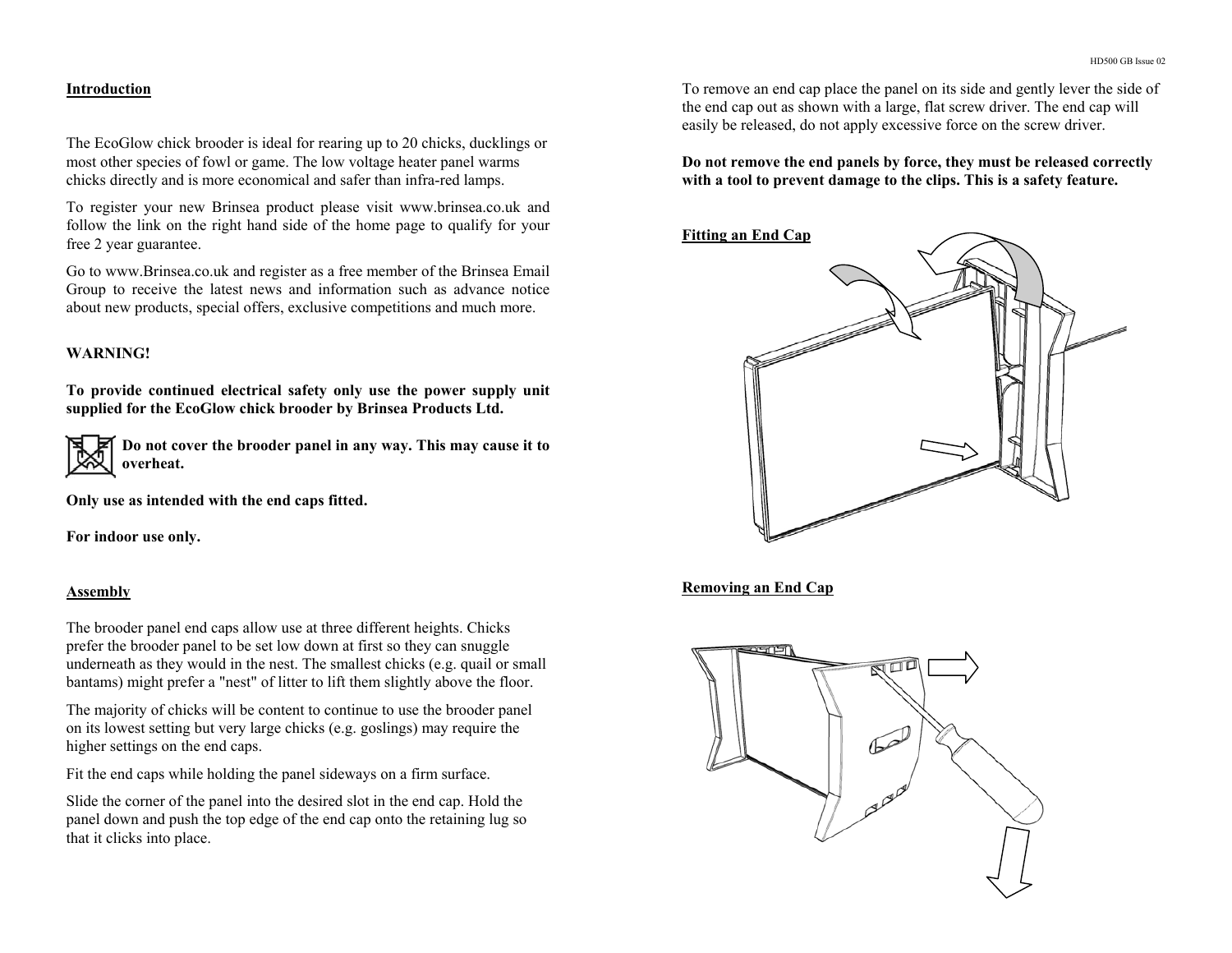### Introduction

The EcoGlow chick brooder is ideal for rearing up to 20 chicks, ducklings or most other species of fowl or game. The low voltage heater panel warms chicks directly and is more economical and safer than infra-red lamps.

To register your new Brinsea product please visit www.brinsea.co.uk and follow the link on the right hand side of the home page to qualify for your free 2 year guarantee.

Go to www.Brinsea.co.uk and register as a free member of the Brinsea Email Group to receive the latest news and information such as advance notice about new products, special offers, exclusive competitions and much more.

**WARNING!**

**To provide continued electrical safety only use the power supply unit supplied for the EcoGlow chick brooder by Brinsea Products Ltd.**

**Do not cover the brooder panel in any way. This may cause it to overheat.**

**Only use as intended with the end caps fitted.**

**For indoor use only.**

### Assembly

The brooder panel end caps allow use at three different heights. Chicks prefer the brooder panel to be set low down at first so they can snuggle underneath as they would in the nest. The smallest chicks (e.g. quail or small bantams) might prefer a "nest" of litter to lift them slightly above the floor.

The majority of chicks will be content to continue to use the brooder panel on its lowest setting but very large chicks (e.g. goslings) may require the higher settings on the end caps.

Fit the end caps while holding the panel sideways on a firm surface.

Slide the corner of the panel into the desired slot in the end cap. Hold the panel down and push the top edge of the end cap onto the retaining lug so that it clicks into place.

To remove an end cap place the panel on its side and gently lever the side of the end cap out as shown with a large, flat screw driver. The end cap will easily be released, do not apply excessive force on the screw driver.

**Do not remove the end panels by force, they must be released correctly with a tool to prevent damage to the clips. This is a safety feature.**

### Fitting an End Cap

### Removing an End Cap